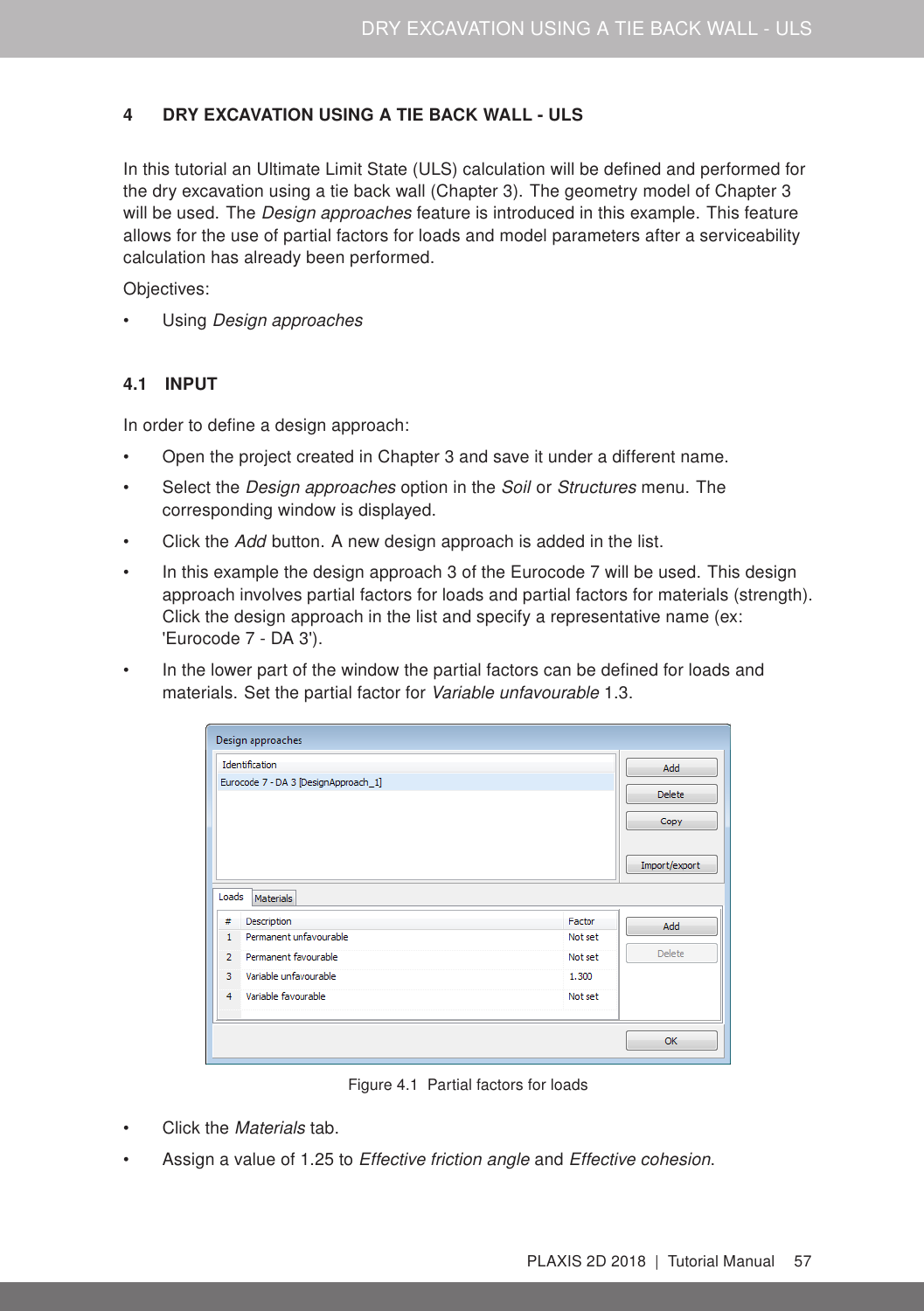# 4 DRY EXCAVATION USING A TIE BACK WALL - ULS

In this tutorial an Ultimate Limit State (ULS) calculation will be defined and performed for the dry excavation using a tie back wall (Chapter 3). The geometry model of Chapter 3 will be used. The *Design approaches* feature is introduced in this example. This feature allows for the use of partial factors for loads and model parameters after a serviceability calculation has already been performed.

Objectives:

- Using *Design approaches*

## 4.1 INPUT

In order to define a design approach:

- Open the project created in Chapter 3 and save it under a different name.
- Select the *Design approaches* option in the *Soil* or *Structures* menu. The corresponding window is displayed.
- Click the *Add* button. A new design approach is added in the list.
- In this example the design approach 3 of the Eurocode 7 will be used. This design approach involves partial factors for loads and partial factors for materials (strength). Click the design approach in the list and specify a representative name (ex: 'Eurocode 7 - DA 3').
- In the lower part of the window the partial factors can be defined for loads and materials. Set the partial factor for *Variable unfavourable* 1.3.

Figure 4.1 Partial factors for loads

- Click the *Materials* tab.
- Assign a value of 1.25 to *Effective friction angle* and *Effective cohesion*.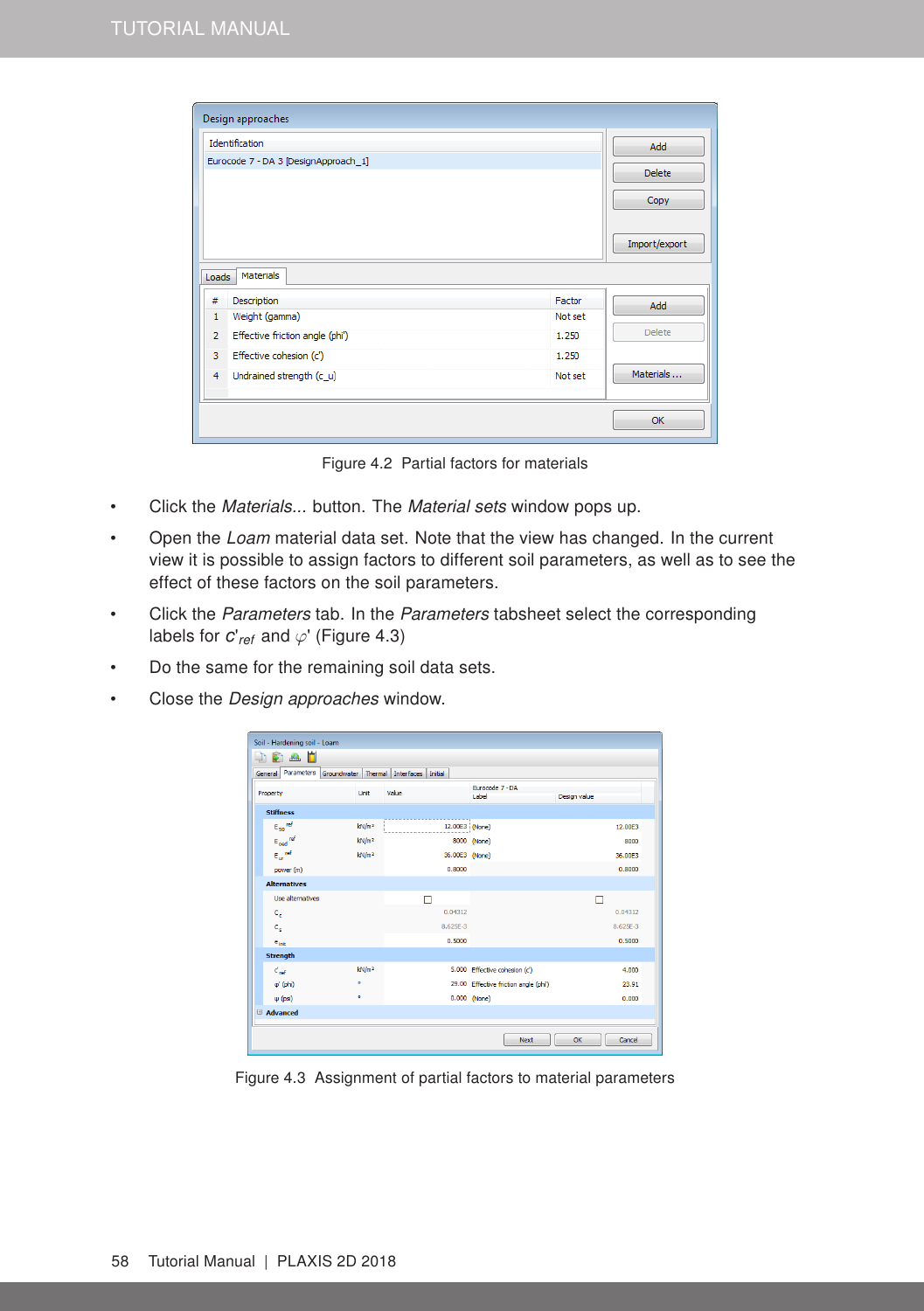Figure 4.2 Partial factors for materials

- Click the *Materials...* button. The *Material sets* window pops up.
- Open the *Loam* material data set. Note that the view has changed. In the current view it is possible to assign factors to different soil parameters, as well as to see the effect of these factors on the soil parameters.
- Click the *Parameters* tab. In the *Parameters* tabsheet select the corresponding labels for $c'_{ref}$ and $\varphi'$ (Figure 4.3)
- Do the same for the remaining soil data sets.
- Close the *Design approaches* window.

Figure 4.3 Assignment of partial factors to material parameters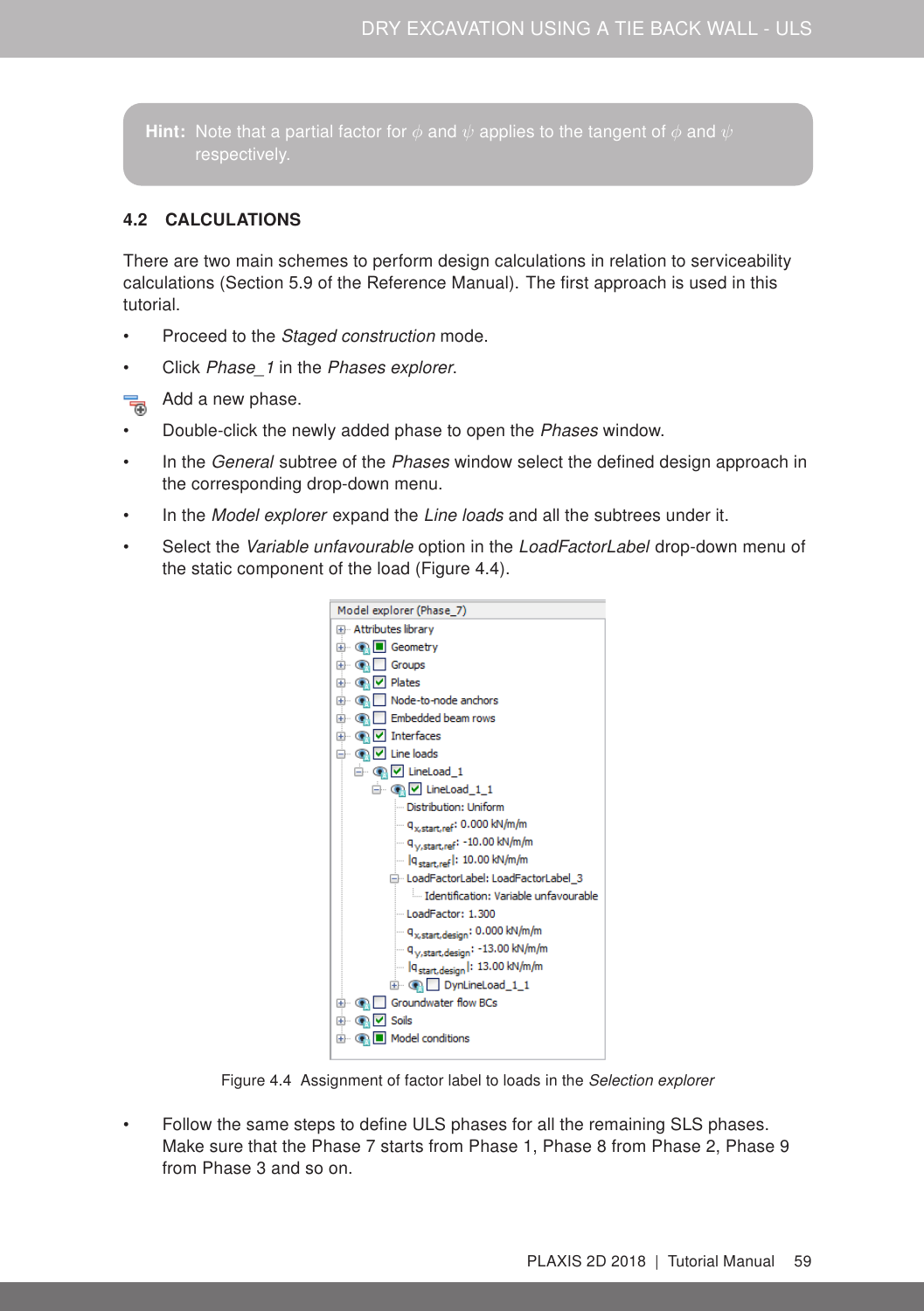**Hint:** Note that a partial factor for $\phi$ and $\psi$ applies to the tangent of $\phi$ and $\psi$ respectively.

## 4.2 CALCULATIONS

There are two main schemes to perform design calculations in relation to serviceability calculations (Section 5.9 of the Reference Manual). The first approach is used in this tutorial.

- Proceed to the *Staged construction* mode.
- Click *Phase_1* in the *Phases explorer*.
- Add a new phase.
- Double-click the newly added phase to open the *Phases* window.
- In the *General* subtree of the *Phases* window select the defined design approach in the corresponding drop-down menu.
- In the *Model explorer* expand the *Line loads* and all the subtrees under it.
- Select the *Variable unfavourable* option in the *LoadFactorLabel* drop-down menu of the static component of the load (Figure 4.4).

Figure 4.4 Assignment of factor label to loads in the *Selection explorer*

- Follow the same steps to define ULS phases for all the remaining SLS phases. Make sure that the Phase 7 starts from Phase 1, Phase 8 from Phase 2, Phase 9 from Phase 3 and so on.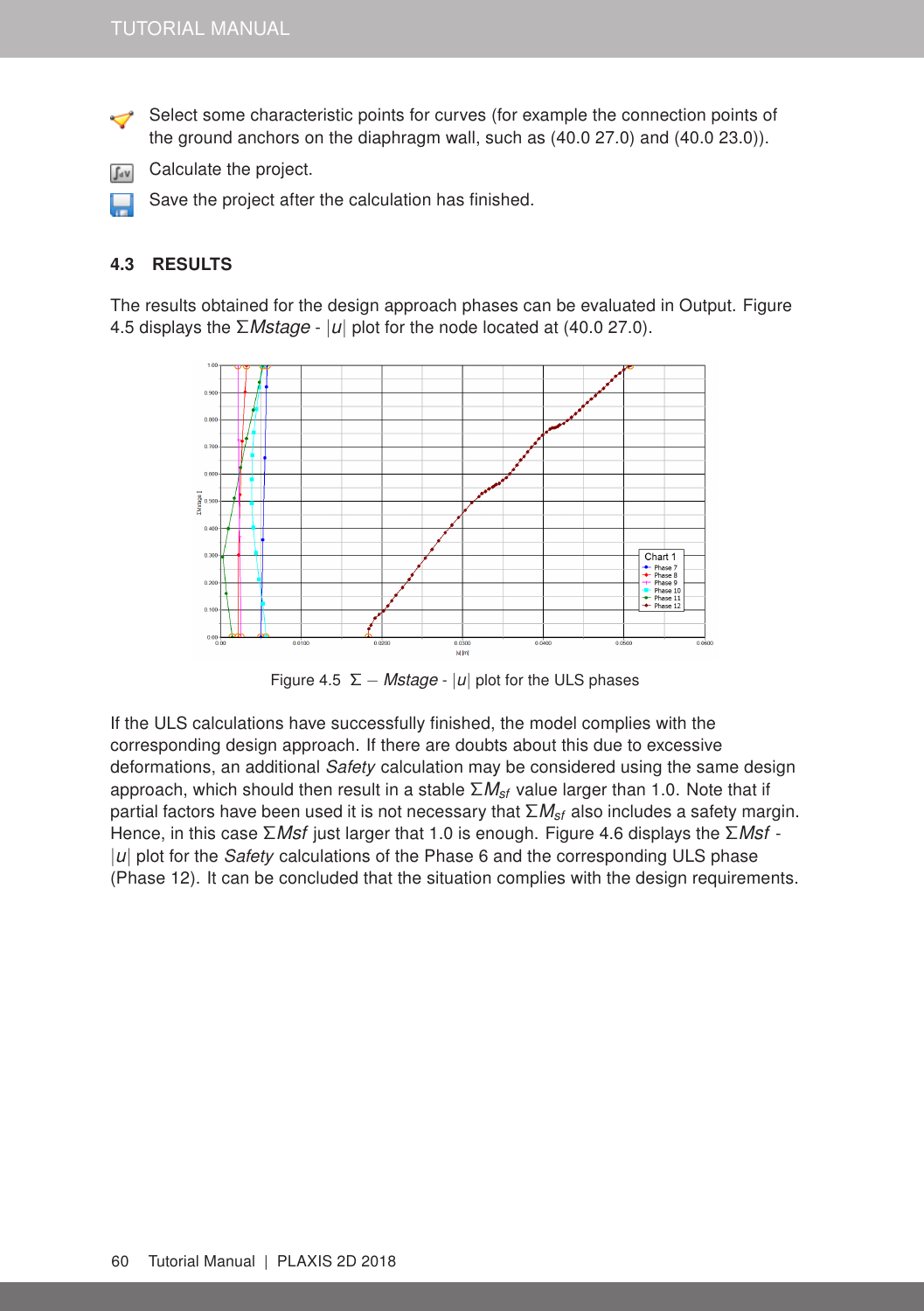- Select some characteristic points for curves (for example the connection points of the ground anchors on the diaphragm wall, such as (40.0 27.0) and (40.0 23.0)).
- Calculate the project.
- Save the project after the calculation has finished.

### 4.3 RESULTS

The results obtained for the design approach phases can be evaluated in Output. Figure 4.5 displays the $\Sigma Mstage$ - $|u|$ plot for the node located at (40.0 27.0).

Figure 4.5 $\Sigma - Mstage$ - $|u|$ plot for the ULS phases

If the ULS calculations have successfully finished, the model complies with the corresponding design approach. If there are doubts about this due to excessive deformations, an additional *Safety* calculation may be considered using the same design approach, which should then result in a stable $\Sigma M_{sf}$ value larger than 1.0. Note that if partial factors have been used it is not necessary that $\Sigma M_{sf}$ also includes a safety margin. Hence, in this case $\Sigma Msf$ just larger that 1.0 is enough. Figure 4.6 displays the $\Sigma Msf$ - $|u|$ plot for the *Safety* calculations of the Phase 6 and the corresponding ULS phase (Phase 12). It can be concluded that the situation complies with the design requirements.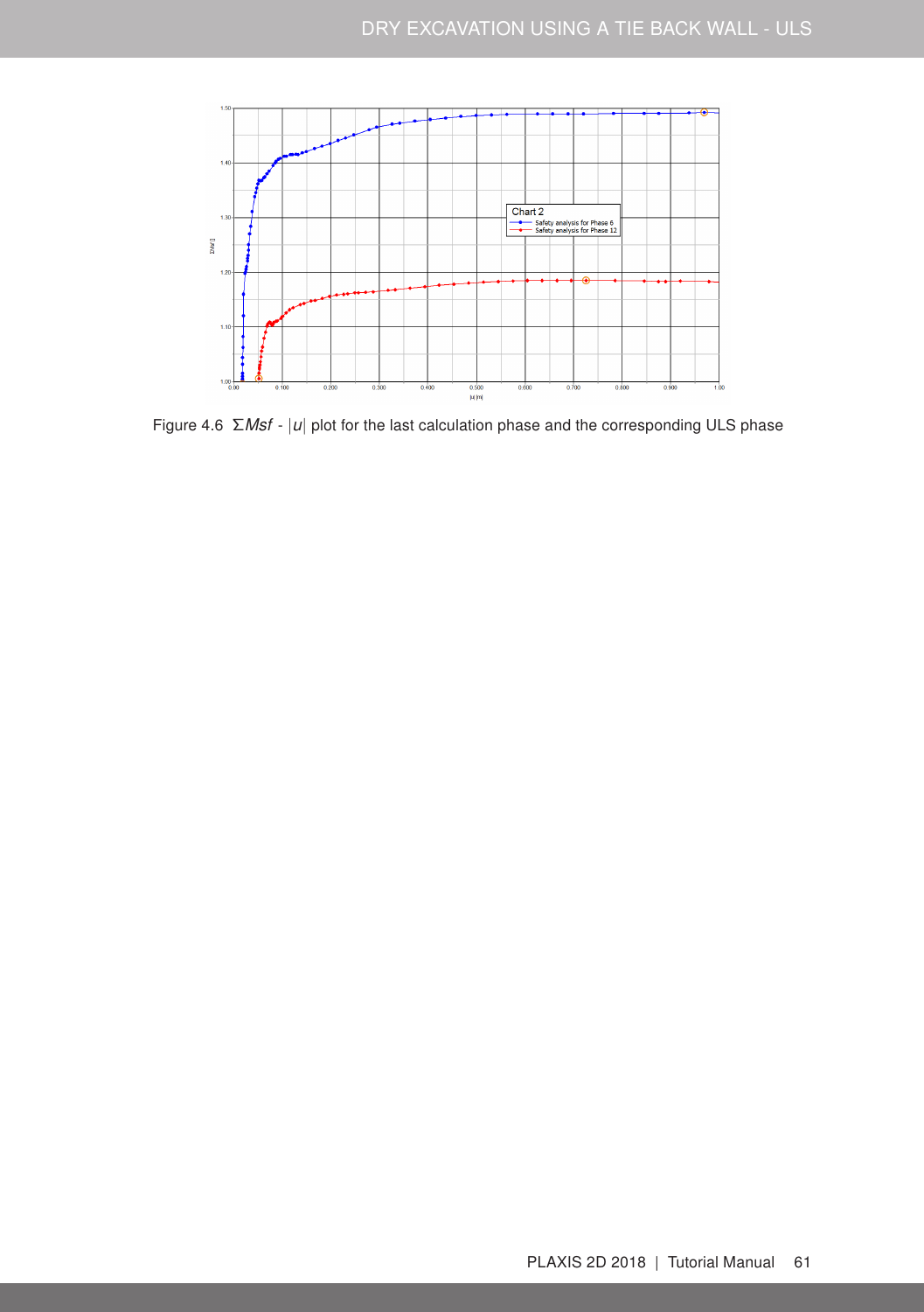Chart 2

Safety analysis for Phase 6

Safety analysis for Phase 12

1.50

1.40

1.30

1.20

1.10

1.00

ΣMsf []

0.00 0.100 0.200 0.300 0.400 0.500 0.600 0.700 0.800 0.900 1.00

|u| [m]

Figure 4.6 $\Sigma Msf$ - $|u|$ plot for the last calculation phase and the corresponding ULS phase